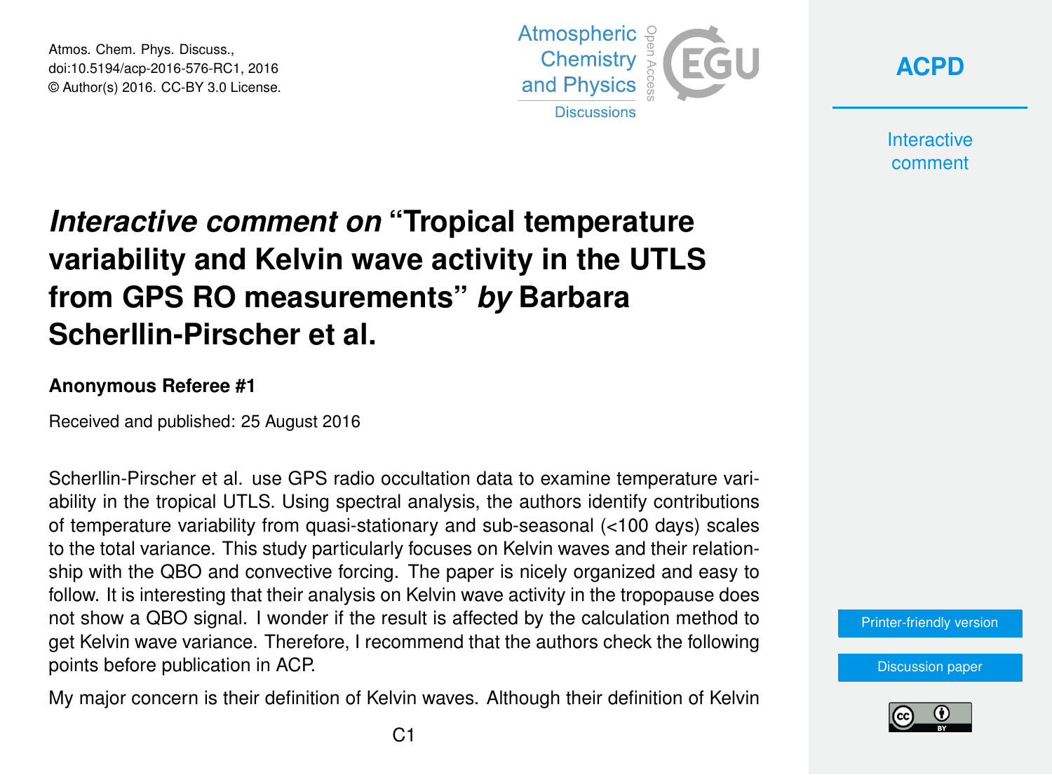# *Interactive comment on* "Tropical temperature variability and Kelvin wave activity in the UTLS from GPS RO measurements" *by* Barbara Scherllin-Pirscher et al.

**Anonymous Referee #1**

Received and published: 25 August 2016

Scherllin-Pirscher et al. use GPS radio occultation data to examine temperature variability in the tropical UTLS. Using spectral analysis, the authors identify contributions of temperature variability from quasi-stationary and sub-seasonal (<100 days) scales to the total variance. This study particularly focuses on Kelvin waves and their relationship with the QBO and convective forcing. The paper is nicely organized and easy to follow. It is interesting that their analysis on Kelvin wave activity in the tropopause does not show a QBO signal. I wonder if the result is affected by the calculation method to get Kelvin wave variance. Therefore, I recommend that the authors check the following points before publication in ACP.

My major concern is their definition of Kelvin waves. Although their definition of Kelvin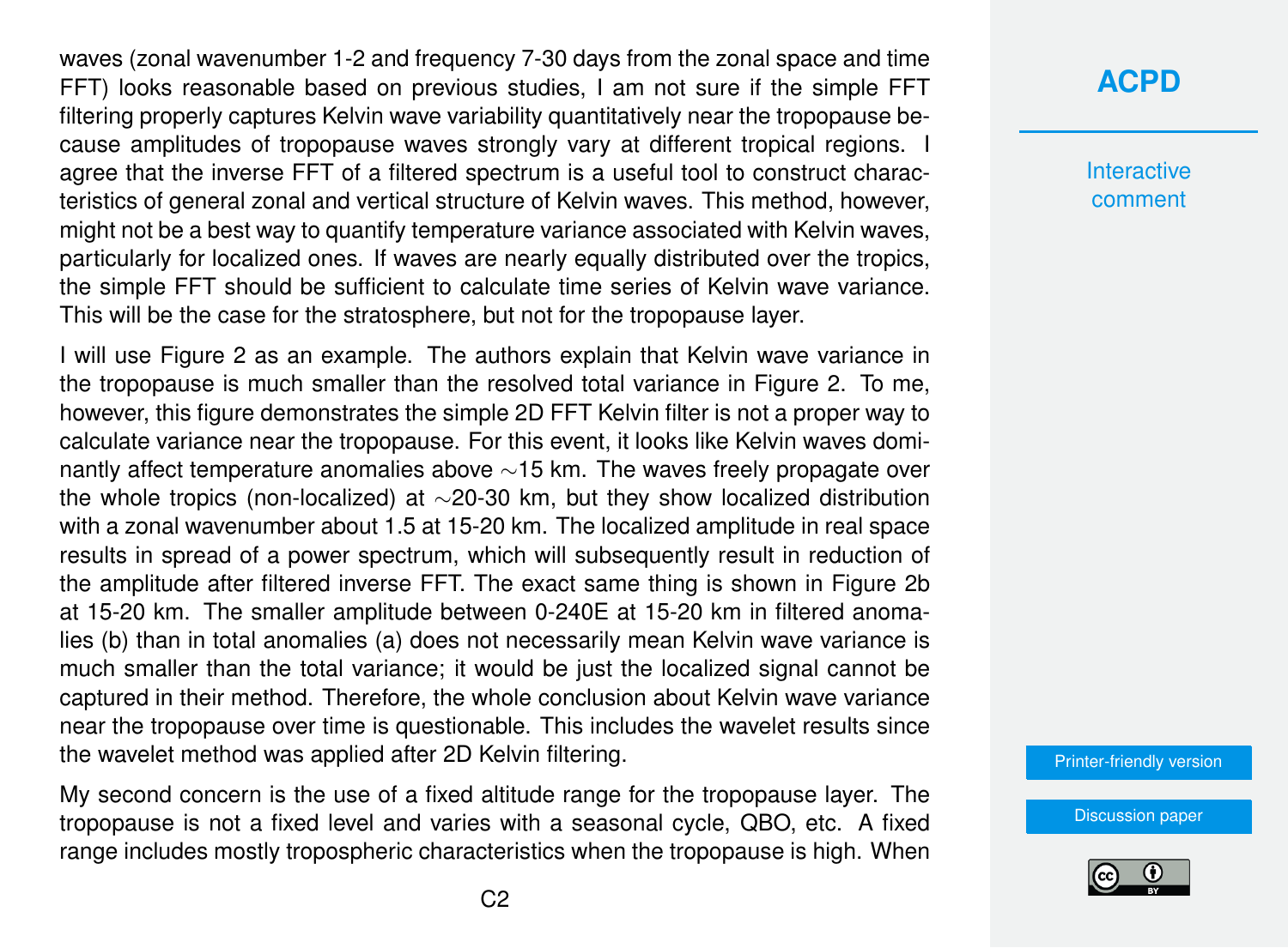waves (zonal wavenumber 1-2 and frequency 7-30 days from the zonal space and time FFT) looks reasonable based on previous studies, I am not sure if the simple FFT filtering properly captures Kelvin wave variability quantitatively near the tropopause because amplitudes of tropopause waves strongly vary at different tropical regions. I agree that the inverse FFT of a filtered spectrum is a useful tool to construct characteristics of general zonal and vertical structure of Kelvin waves. This method, however, might not be a best way to quantify temperature variance associated with Kelvin waves, particularly for localized ones. If waves are nearly equally distributed over the tropics, the simple FFT should be sufficient to calculate time series of Kelvin wave variance. This will be the case for the stratosphere, but not for the tropopause layer.

I will use Figure 2 as an example. The authors explain that Kelvin wave variance in the tropopause is much smaller than the resolved total variance in Figure 2. To me, however, this figure demonstrates the simple 2D FFT Kelvin filter is not a proper way to calculate variance near the tropopause. For this event, it looks like Kelvin waves dominantly affect temperature anomalies above $\sim$15 km. The waves freely propagate over the whole tropics (non-localized) at $\sim$20-30 km, but they show localized distribution with a zonal wavenumber about 1.5 at 15-20 km. The localized amplitude in real space results in spread of a power spectrum, which will subsequently result in reduction of the amplitude after filtered inverse FFT. The exact same thing is shown in Figure 2b at 15-20 km. The smaller amplitude between 0-240E at 15-20 km in filtered anomalies (b) than in total anomalies (a) does not necessarily mean Kelvin wave variance is much smaller than the total variance; it would be just the localized signal cannot be captured in their method. Therefore, the whole conclusion about Kelvin wave variance near the tropopause over time is questionable. This includes the wavelet results since the wavelet method was applied after 2D Kelvin filtering.

My second concern is the use of a fixed altitude range for the tropopause layer. The tropopause is not a fixed level and varies with a seasonal cycle, QBO, etc. A fixed range includes mostly tropospheric characteristics when the tropopause is high. When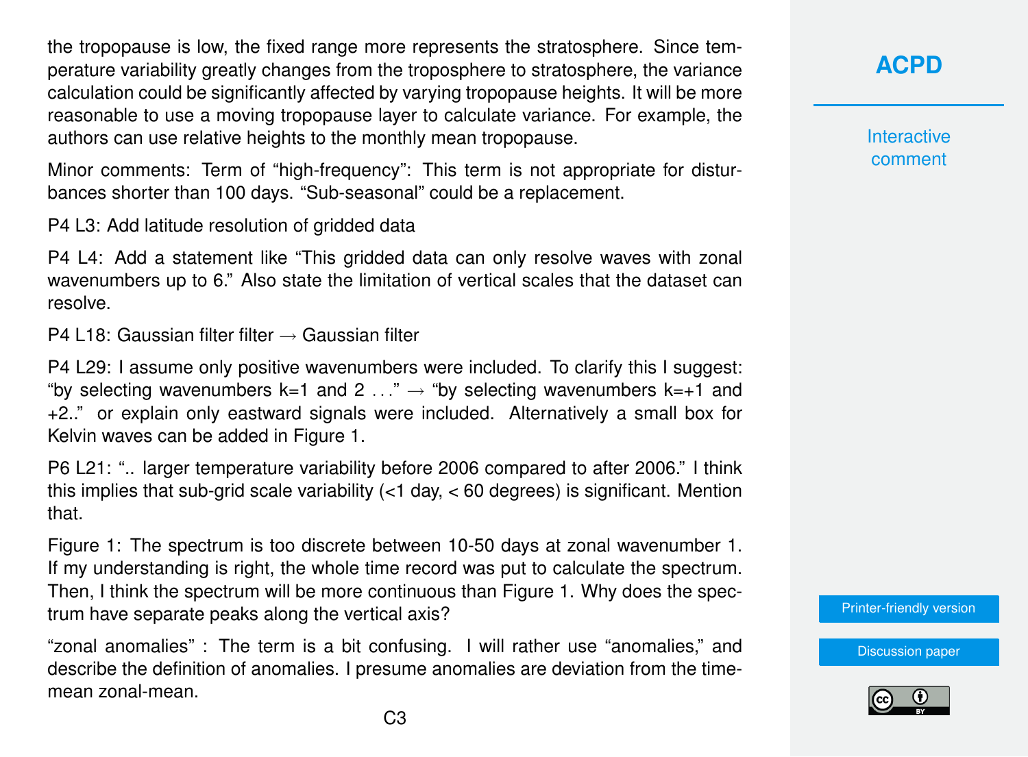the tropopause is low, the fixed range more represents the stratosphere. Since temperature variability greatly changes from the troposphere to stratosphere, the variance calculation could be significantly affected by varying tropopause heights. It will be more reasonable to use a moving tropopause layer to calculate variance. For example, the authors can use relative heights to the monthly mean tropopause.

Minor comments: Term of "high-frequency": This term is not appropriate for disturbances shorter than 100 days. "Sub-seasonal" could be a replacement.

P4 L3: Add latitude resolution of gridded data

P4 L4: Add a statement like "This gridded data can only resolve waves with zonal wavenumbers up to 6." Also state the limitation of vertical scales that the dataset can resolve.

P4 L18: Gaussian filter filter → Gaussian filter

P4 L29: I assume only positive wavenumbers were included. To clarify this I suggest: "by selecting wavenumbers k=1 and 2 . . ." → "by selecting wavenumbers k=+1 and +2.." or explain only eastward signals were included. Alternatively a small box for Kelvin waves can be added in Figure 1.

P6 L21: ".. larger temperature variability before 2006 compared to after 2006." I think this implies that sub-grid scale variability (<1 day, < 60 degrees) is significant. Mention that.

Figure 1: The spectrum is too discrete between 10-50 days at zonal wavenumber 1. If my understanding is right, the whole time record was put to calculate the spectrum. Then, I think the spectrum will be more continuous than Figure 1. Why does the spectrum have separate peaks along the vertical axis?

"zonal anomalies" : The term is a bit confusing. I will rather use "anomalies," and describe the definition of anomalies. I presume anomalies are deviation from the time-mean zonal-mean.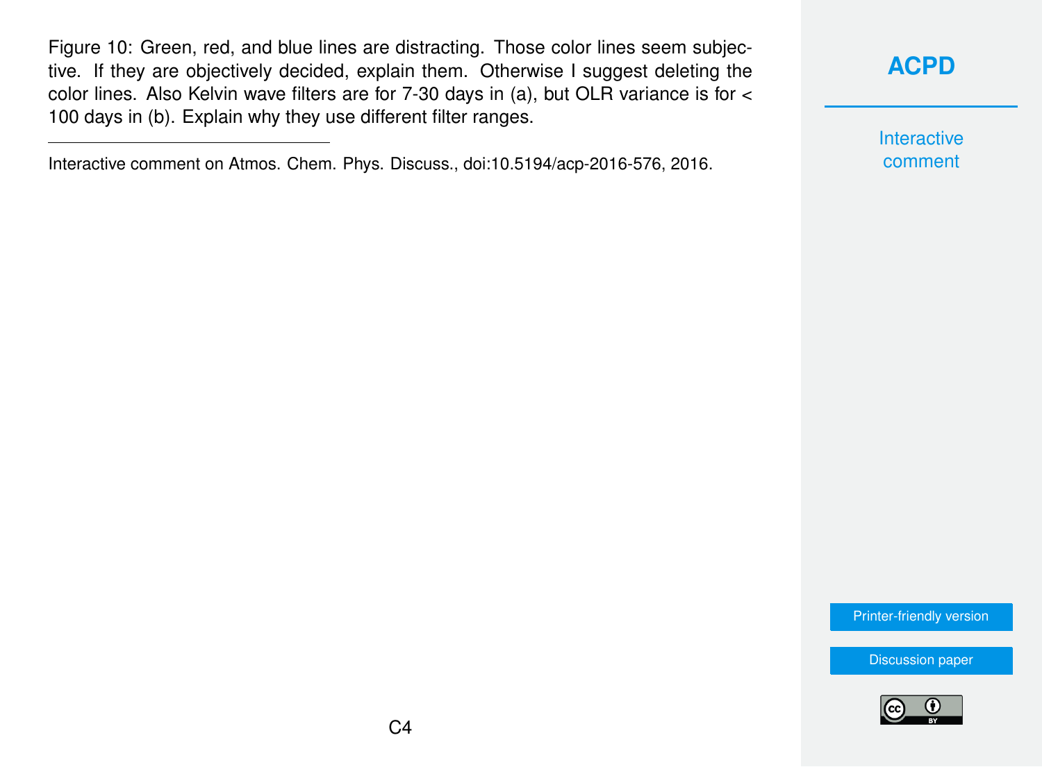Figure 10: Green, red, and blue lines are distracting. Those color lines seem subjective. If they are objectively decided, explain them. Otherwise I suggest deleting the color lines. Also Kelvin wave filters are for 7-30 days in (a), but OLR variance is for < 100 days in (b). Explain why they use different filter ranges.

---

Interactive comment on Atmos. Chem. Phys. Discuss., doi:10.5194/acp-2016-576, 2016.